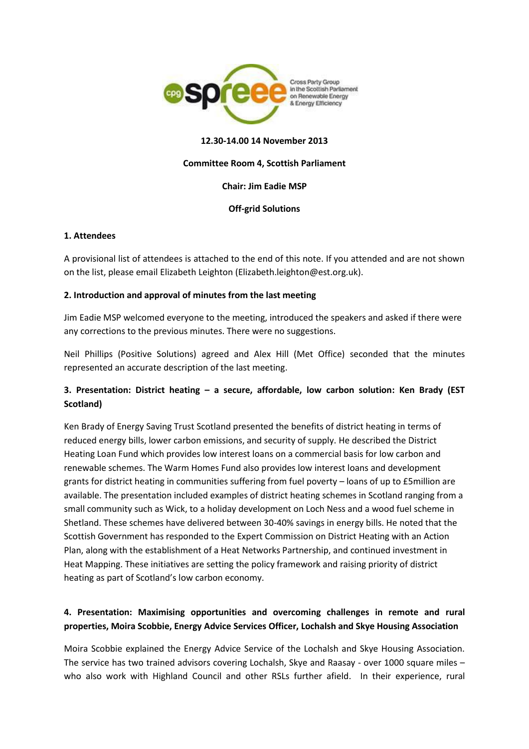Cross Party Group in the Scottish Parliament on Renewable Energy & Energy Efficiency

**12.30-14.00 14 November 2013**

**Committee Room 4, Scottish Parliament**

**Chair: Jim Eadie MSP**

**Off-grid Solutions**

## 1. Attendees

A provisional list of attendees is attached to the end of this note. If you attended and are not shown on the list, please email Elizabeth Leighton (Elizabeth.leighton@est.org.uk).

## 2. Introduction and approval of minutes from the last meeting

Jim Eadie MSP welcomed everyone to the meeting, introduced the speakers and asked if there were any corrections to the previous minutes. There were no suggestions.

Neil Phillips (Positive Solutions) agreed and Alex Hill (Met Office) seconded that the minutes represented an accurate description of the last meeting.

## 3. Presentation: District heating – a secure, affordable, low carbon solution: Ken Brady (EST Scotland)

Ken Brady of Energy Saving Trust Scotland presented the benefits of district heating in terms of reduced energy bills, lower carbon emissions, and security of supply. He described the District Heating Loan Fund which provides low interest loans on a commercial basis for low carbon and renewable schemes. The Warm Homes Fund also provides low interest loans and development grants for district heating in communities suffering from fuel poverty – loans of up to £5million are available. The presentation included examples of district heating schemes in Scotland ranging from a small community such as Wick, to a holiday development on Loch Ness and a wood fuel scheme in Shetland. These schemes have delivered between 30-40% savings in energy bills. He noted that the Scottish Government has responded to the Expert Commission on District Heating with an Action Plan, along with the establishment of a Heat Networks Partnership, and continued investment in Heat Mapping. These initiatives are setting the policy framework and raising priority of district heating as part of Scotland's low carbon economy.

## 4. Presentation: Maximising opportunities and overcoming challenges in remote and rural properties, Moira Scobbie, Energy Advice Services Officer, Lochalsh and Skye Housing Association

Moira Scobbie explained the Energy Advice Service of the Lochalsh and Skye Housing Association. The service has two trained advisors covering Lochalsh, Skye and Raasay - over 1000 square miles – who also work with Highland Council and other RSLs further afield. In their experience, rural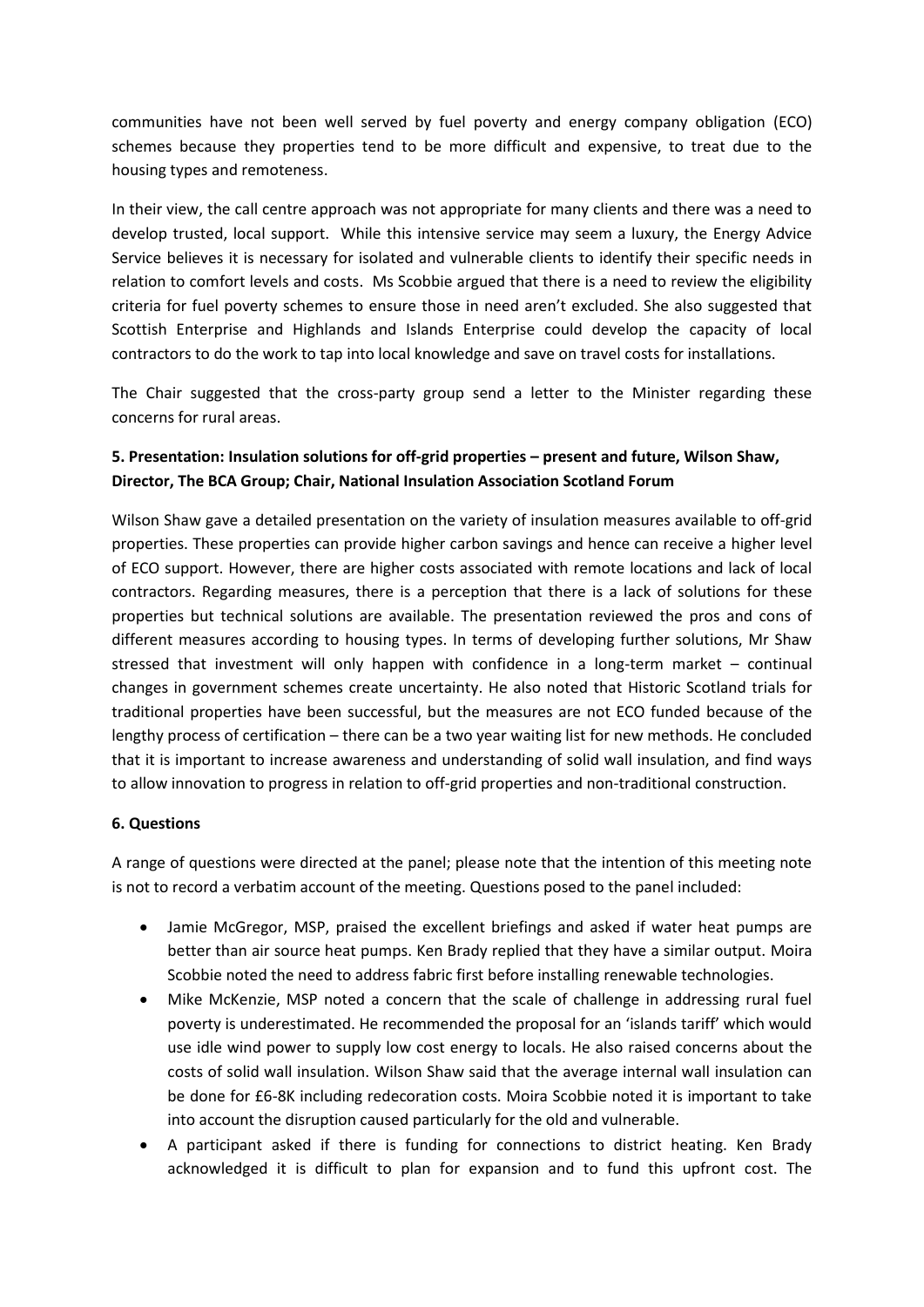communities have not been well served by fuel poverty and energy company obligation (ECO) schemes because they properties tend to be more difficult and expensive, to treat due to the housing types and remoteness.

In their view, the call centre approach was not appropriate for many clients and there was a need to develop trusted, local support. While this intensive service may seem a luxury, the Energy Advice Service believes it is necessary for isolated and vulnerable clients to identify their specific needs in relation to comfort levels and costs. Ms Scobbie argued that there is a need to review the eligibility criteria for fuel poverty schemes to ensure those in need aren't excluded. She also suggested that Scottish Enterprise and Highlands and Islands Enterprise could develop the capacity of local contractors to do the work to tap into local knowledge and save on travel costs for installations.

The Chair suggested that the cross-party group send a letter to the Minister regarding these concerns for rural areas.

**5. Presentation: Insulation solutions for off-grid properties – present and future, Wilson Shaw, Director, The BCA Group; Chair, National Insulation Association Scotland Forum**

Wilson Shaw gave a detailed presentation on the variety of insulation measures available to off-grid properties. These properties can provide higher carbon savings and hence can receive a higher level of ECO support. However, there are higher costs associated with remote locations and lack of local contractors. Regarding measures, there is a perception that there is a lack of solutions for these properties but technical solutions are available. The presentation reviewed the pros and cons of different measures according to housing types. In terms of developing further solutions, Mr Shaw stressed that investment will only happen with confidence in a long-term market – continual changes in government schemes create uncertainty. He also noted that Historic Scotland trials for traditional properties have been successful, but the measures are not ECO funded because of the lengthy process of certification – there can be a two year waiting list for new methods. He concluded that it is important to increase awareness and understanding of solid wall insulation, and find ways to allow innovation to progress in relation to off-grid properties and non-traditional construction.

**6. Questions**

A range of questions were directed at the panel; please note that the intention of this meeting note is not to record a verbatim account of the meeting. Questions posed to the panel included:

- Jamie McGregor, MSP, praised the excellent briefings and asked if water heat pumps are better than air source heat pumps. Ken Brady replied that they have a similar output. Moira Scobbie noted the need to address fabric first before installing renewable technologies.
- Mike McKenzie, MSP noted a concern that the scale of challenge in addressing rural fuel poverty is underestimated. He recommended the proposal for an 'islands tariff' which would use idle wind power to supply low cost energy to locals. He also raised concerns about the costs of solid wall insulation. Wilson Shaw said that the average internal wall insulation can be done for £6-8K including redecoration costs. Moira Scobbie noted it is important to take into account the disruption caused particularly for the old and vulnerable.
- A participant asked if there is funding for connections to district heating. Ken Brady acknowledged it is difficult to plan for expansion and to fund this upfront cost. The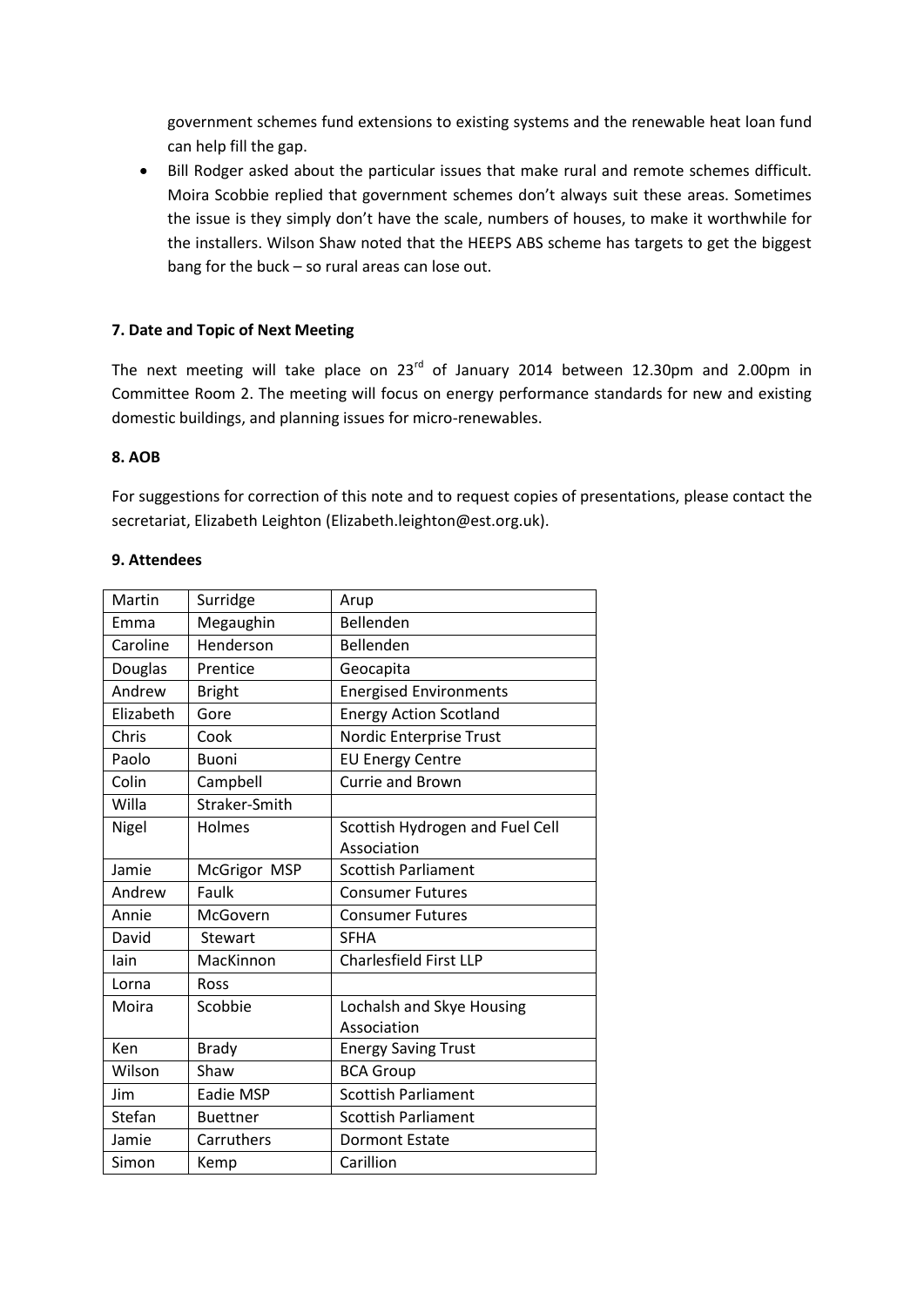government schemes fund extensions to existing systems and the renewable heat loan fund can help fill the gap.

- Bill Rodger asked about the particular issues that make rural and remote schemes difficult. Moira Scobbie replied that government schemes don't always suit these areas. Sometimes the issue is they simply don't have the scale, numbers of houses, to make it worthwhile for the installers. Wilson Shaw noted that the HEEPS ABS scheme has targets to get the biggest bang for the buck – so rural areas can lose out.

**7. Date and Topic of Next Meeting**

The next meeting will take place on 23rd of January 2014 between 12.30pm and 2.00pm in Committee Room 2. The meeting will focus on energy performance standards for new and existing domestic buildings, and planning issues for micro-renewables.

**8. AOB**

For suggestions for correction of this note and to request copies of presentations, please contact the secretariat, Elizabeth Leighton (Elizabeth.leighton@est.org.uk).

**9. Attendees**

| | | |
|---|---|---|
| Martin | Surridge | Arup |
| Emma | Megaughin | Bellenden |
| Caroline | Henderson | Bellenden |
| Douglas | Prentice | Geocapita |
| Andrew | Bright | Energised Environments |
| Elizabeth | Gore | Energy Action Scotland |
| Chris | Cook | Nordic Enterprise Trust |
| Paolo | Buoni | EU Energy Centre |
| Colin | Campbell | Currie and Brown |
| Willa | Straker-Smith | |
| Nigel | Holmes | Scottish Hydrogen and Fuel Cell Association |
| Jamie | McGrigor MSP | Scottish Parliament |
| Andrew | Faulk | Consumer Futures |
| Annie | McGovern | Consumer Futures |
| David | Stewart | SFHA |
| Iain | MacKinnon | Charlesfield First LLP |
| Lorna | Ross | |
| Moira | Scobbie | Lochalsh and Skye Housing Association |
| Ken | Brady | Energy Saving Trust |
| Wilson | Shaw | BCA Group |
| Jim | Eadie MSP | Scottish Parliament |
| Stefan | Buettner | Scottish Parliament |
| Jamie | Carruthers | Dormont Estate |
| Simon | Kemp | Carillion |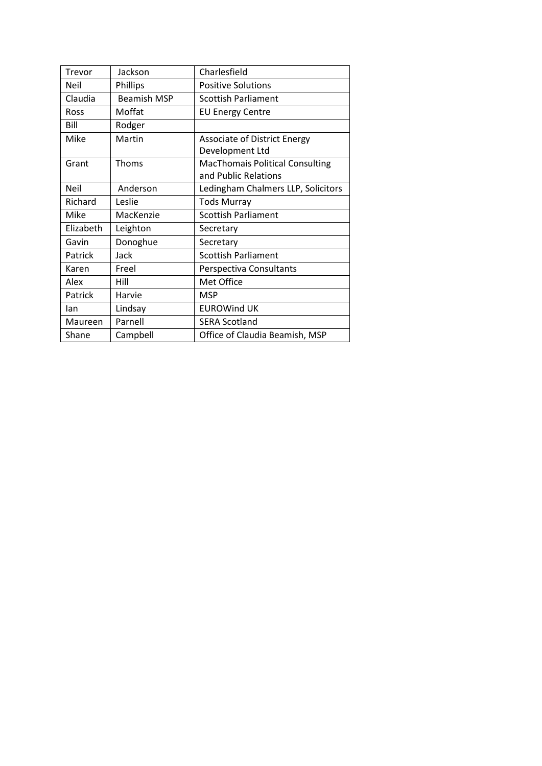| | | |
|---|---|---|
| Trevor | Jackson | Charlesfield |
| Neil | Phillips | Positive Solutions |
| Claudia | Beamish MSP | Scottish Parliament |
| Ross | Moffat | EU Energy Centre |
| Bill | Rodger | |
| Mike | Martin | Associate of District Energy Development Ltd |
| Grant | Thoms | MacThomais Political Consulting and Public Relations |
| Neil | Anderson | Ledingham Chalmers LLP, Solicitors |
| Richard | Leslie | Tods Murray |
| Mike | MacKenzie | Scottish Parliament |
| Elizabeth | Leighton | Secretary |
| Gavin | Donoghue | Secretary |
| Patrick | Jack | Scottish Parliament |
| Karen | Freel | Perspectiva Consultants |
| Alex | Hill | Met Office |
| Patrick | Harvie | MSP |
| Ian | Lindsay | EUROWind UK |
| Maureen | Parnell | SERA Scotland |
| Shane | Campbell | Office of Claudia Beamish, MSP |